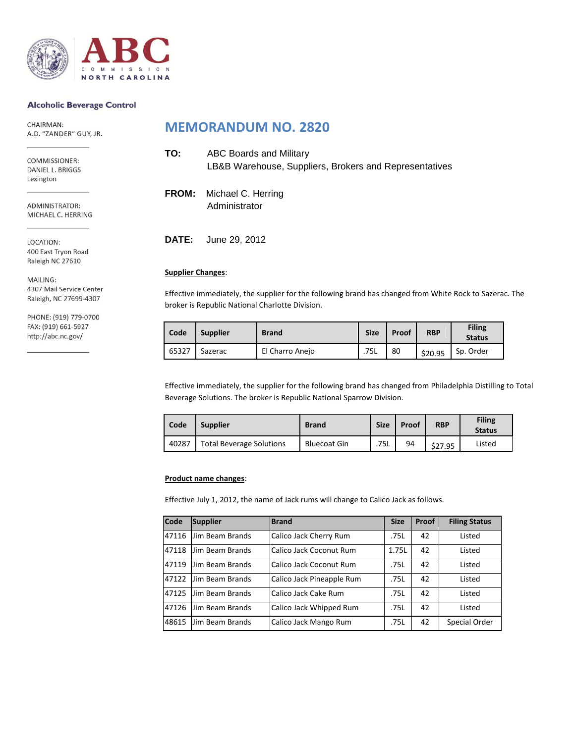ABC COMMISSION NORTH CAROLINA

**Alcoholic Beverage Control**

CHAIRMAN:
A.D. "ZANDER" GUY, JR.

COMMISSIONER:
DANIEL L. BRIGGS
Lexington

ADMINISTRATOR:
MICHAEL C. HERRING

LOCATION:
400 East Tryon Road
Raleigh NC 27610

MAILING:
4307 Mail Service Center
Raleigh, NC 27699-4307

PHONE: (919) 779-0700
FAX: (919) 661-5927
http://abc.nc.gov/

# MEMORANDUM NO. 2820

**TO:** ABC Boards and Military
LB&B Warehouse, Suppliers, Brokers and Representatives

**FROM:** Michael C. Herring
Administrator

**DATE:** June 29, 2012

**Supplier Changes**:

Effective immediately, the supplier for the following brand has changed from White Rock to Sazerac. The broker is Republic National Charlotte Division.

| Code | Supplier | Brand | Size | Proof | RBP | Filing Status |
|---|---|---|---|---|---|---|
| 65327 | Sazerac | El Charro Anejo | .75L | 80 | $20.95 | Sp. Order |

Effective immediately, the supplier for the following brand has changed from Philadelphia Distilling to Total Beverage Solutions. The broker is Republic National Sparrow Division.

| Code | Supplier | Brand | Size | Proof | RBP | Filing Status |
|---|---|---|---|---|---|---|
| 40287 | Total Beverage Solutions | Bluecoat Gin | .75L | 94 | $27.95 | Listed |

**Product name changes**:

Effective July 1, 2012, the name of Jack rums will change to Calico Jack as follows.

| Code | Supplier | Brand | Size | Proof | Filing Status |
|---|---|---|---|---|---|
| 47116 | Jim Beam Brands | Calico Jack Cherry Rum | .75L | 42 | Listed |
| 47118 | Jim Beam Brands | Calico Jack Coconut Rum | 1.75L | 42 | Listed |
| 47119 | Jim Beam Brands | Calico Jack Coconut Rum | .75L | 42 | Listed |
| 47122 | Jim Beam Brands | Calico Jack Pineapple Rum | .75L | 42 | Listed |
| 47125 | Jim Beam Brands | Calico Jack Cake Rum | .75L | 42 | Listed |
| 47126 | Jim Beam Brands | Calico Jack Whipped Rum | .75L | 42 | Listed |
| 48615 | Jim Beam Brands | Calico Jack Mango Rum | .75L | 42 | Special Order |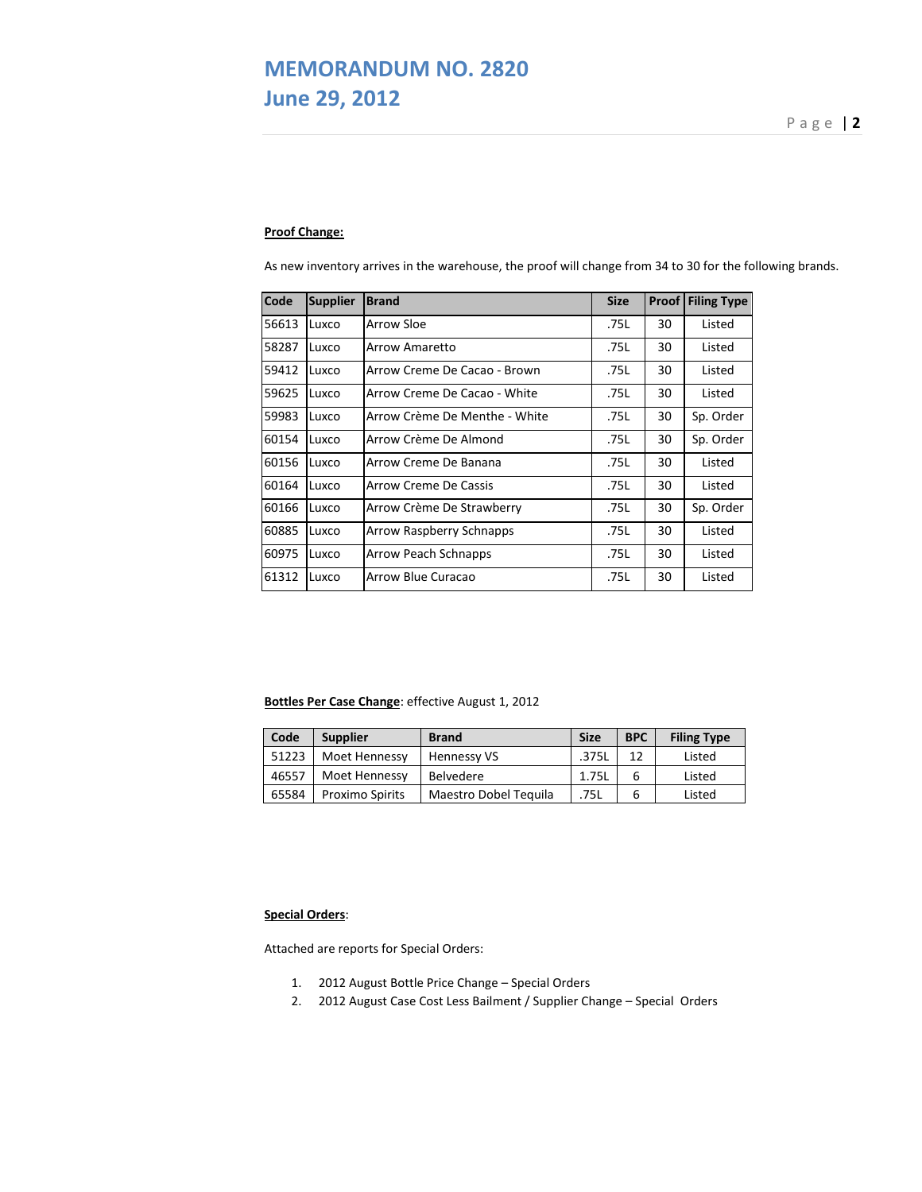**Proof Change:**

As new inventory arrives in the warehouse, the proof will change from 34 to 30 for the following brands.

| Code | Supplier | Brand | Size | Proof | Filing Type |
|---|---|---|---|---|---|
| 56613 | Luxco | Arrow Sloe | .75L | 30 | Listed |
| 58287 | Luxco | Arrow Amaretto | .75L | 30 | Listed |
| 59412 | Luxco | Arrow Creme De Cacao - Brown | .75L | 30 | Listed |
| 59625 | Luxco | Arrow Creme De Cacao - White | .75L | 30 | Listed |
| 59983 | Luxco | Arrow Crème De Menthe - White | .75L | 30 | Sp. Order |
| 60154 | Luxco | Arrow Crème De Almond | .75L | 30 | Sp. Order |
| 60156 | Luxco | Arrow Creme De Banana | .75L | 30 | Listed |
| 60164 | Luxco | Arrow Creme De Cassis | .75L | 30 | Listed |
| 60166 | Luxco | Arrow Crème De Strawberry | .75L | 30 | Sp. Order |
| 60885 | Luxco | Arrow Raspberry Schnapps | .75L | 30 | Listed |
| 60975 | Luxco | Arrow Peach Schnapps | .75L | 30 | Listed |
| 61312 | Luxco | Arrow Blue Curacao | .75L | 30 | Listed |

**Bottles Per Case Change**: effective August 1, 2012

| Code | Supplier | Brand | Size | BPC | Filing Type |
|---|---|---|---|---|---|
| 51223 | Moet Hennessy | Hennessy VS | .375L | 12 | Listed |
| 46557 | Moet Hennessy | Belvedere | 1.75L | 6 | Listed |
| 65584 | Proximo Spirits | Maestro Dobel Tequila | .75L | 6 | Listed |

**Special Orders**:

Attached are reports for Special Orders:

1. 2012 August Bottle Price Change – Special Orders
2. 2012 August Case Cost Less Bailment / Supplier Change – Special Orders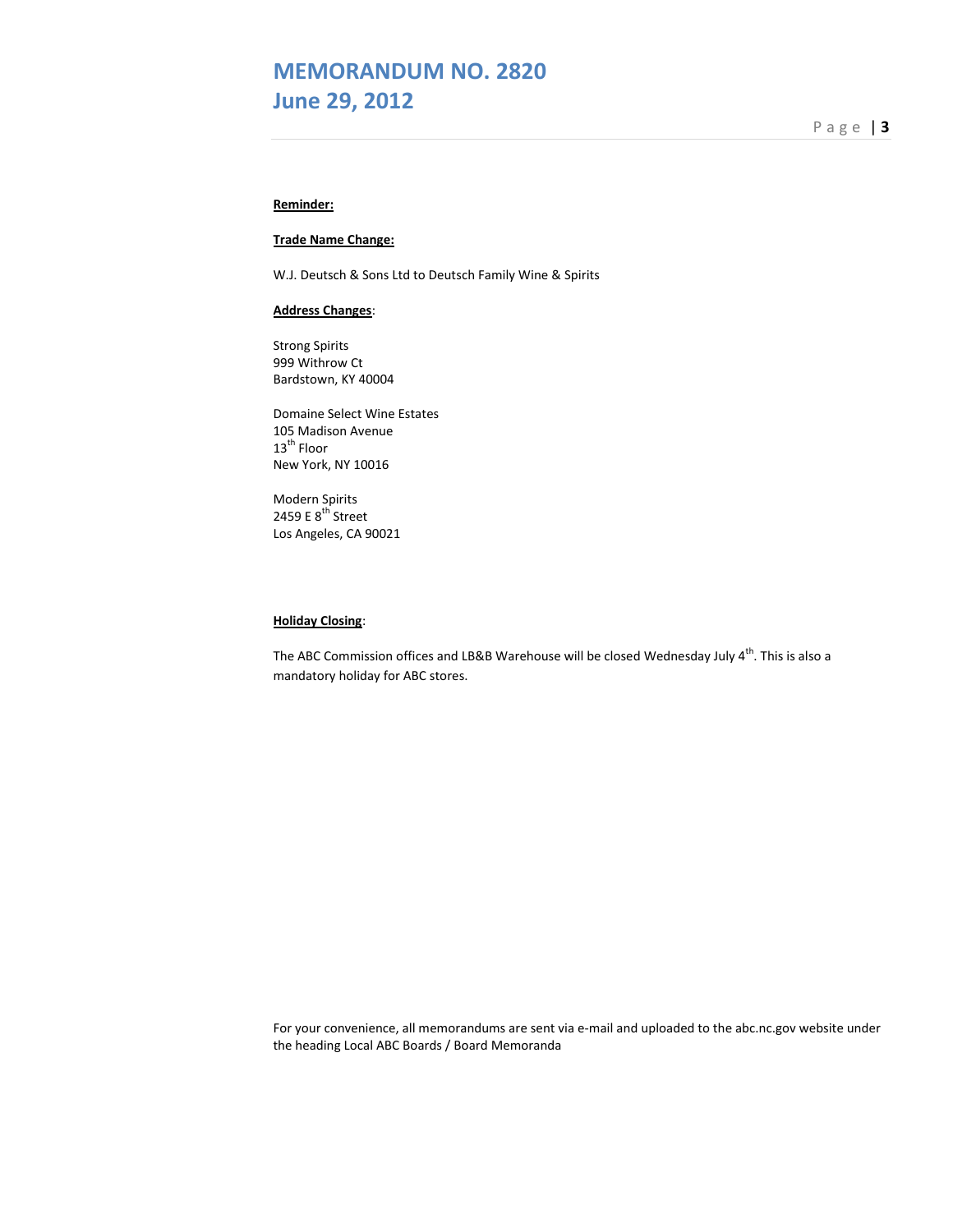**Reminder:**

**Trade Name Change:**

W.J. Deutsch & Sons Ltd to Deutsch Family Wine & Spirits

**Address Changes**:

Strong Spirits
999 Withrow Ct
Bardstown, KY 40004

Domaine Select Wine Estates
105 Madison Avenue
13th Floor
New York, NY 10016

Modern Spirits
2459 E 8th Street
Los Angeles, CA 90021

**Holiday Closing**:

The ABC Commission offices and LB&B Warehouse will be closed Wednesday July 4th. This is also a mandatory holiday for ABC stores.

For your convenience, all memorandums are sent via e-mail and uploaded to the abc.nc.gov website under the heading Local ABC Boards / Board Memoranda